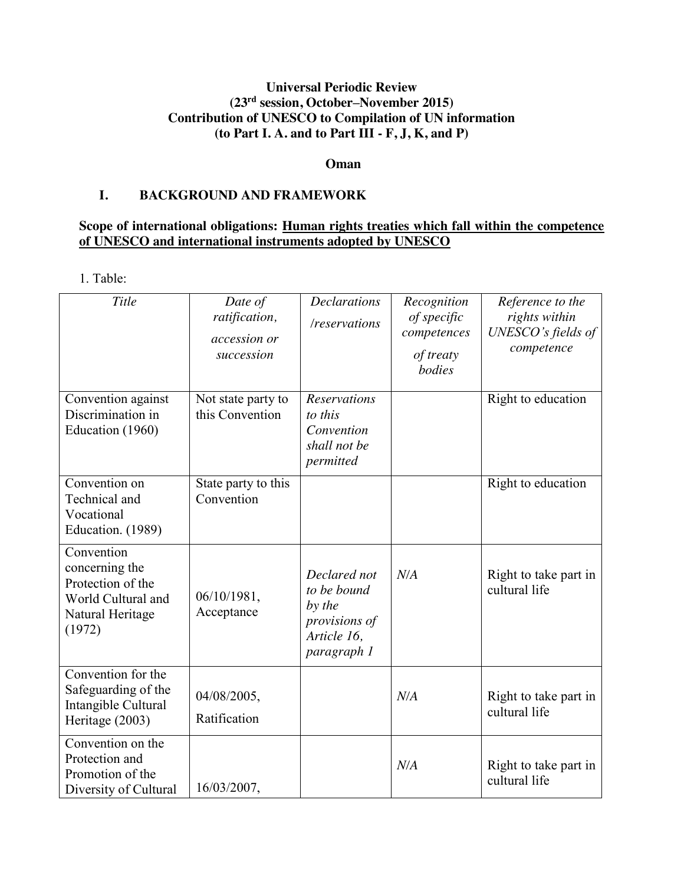**Universal Periodic Review**
**(23rd session, October–November 2015)**
**Contribution of UNESCO to Compilation of UN information**
**(to Part I. A. and to Part III - F, J, K, and P)**

**Oman**

## I. BACKGROUND AND FRAMEWORK

**Scope of international obligations: <u>Human rights treaties which fall within the competence of UNESCO and international instruments adopted by UNESCO</u>**

1. Table:

| *Title* | *Date of ratification, accession or succession* | *Declarations /reservations* | *Recognition of specific competences of treaty bodies* | *Reference to the rights within UNESCO's fields of competence* |
|---|---|---|---|---|
| Convention against Discrimination in Education (1960) | Not state party to this Convention | *Reservations to this Convention shall not be permitted* | | Right to education |
| Convention on Technical and Vocational Education. (1989) | State party to this Convention | | | Right to education |
| Convention concerning the Protection of the World Cultural and Natural Heritage (1972) | 06/10/1981, Acceptance | *Declared not to be bound by the provisions of Article 16, paragraph 1* | *N/A* | Right to take part in cultural life |
| Convention for the Safeguarding of the Intangible Cultural Heritage (2003) | 04/08/2005, Ratification | | *N/A* | Right to take part in cultural life |
| Convention on the Protection and Promotion of the Diversity of Cultural | 16/03/2007, | | *N/A* | Right to take part in cultural life |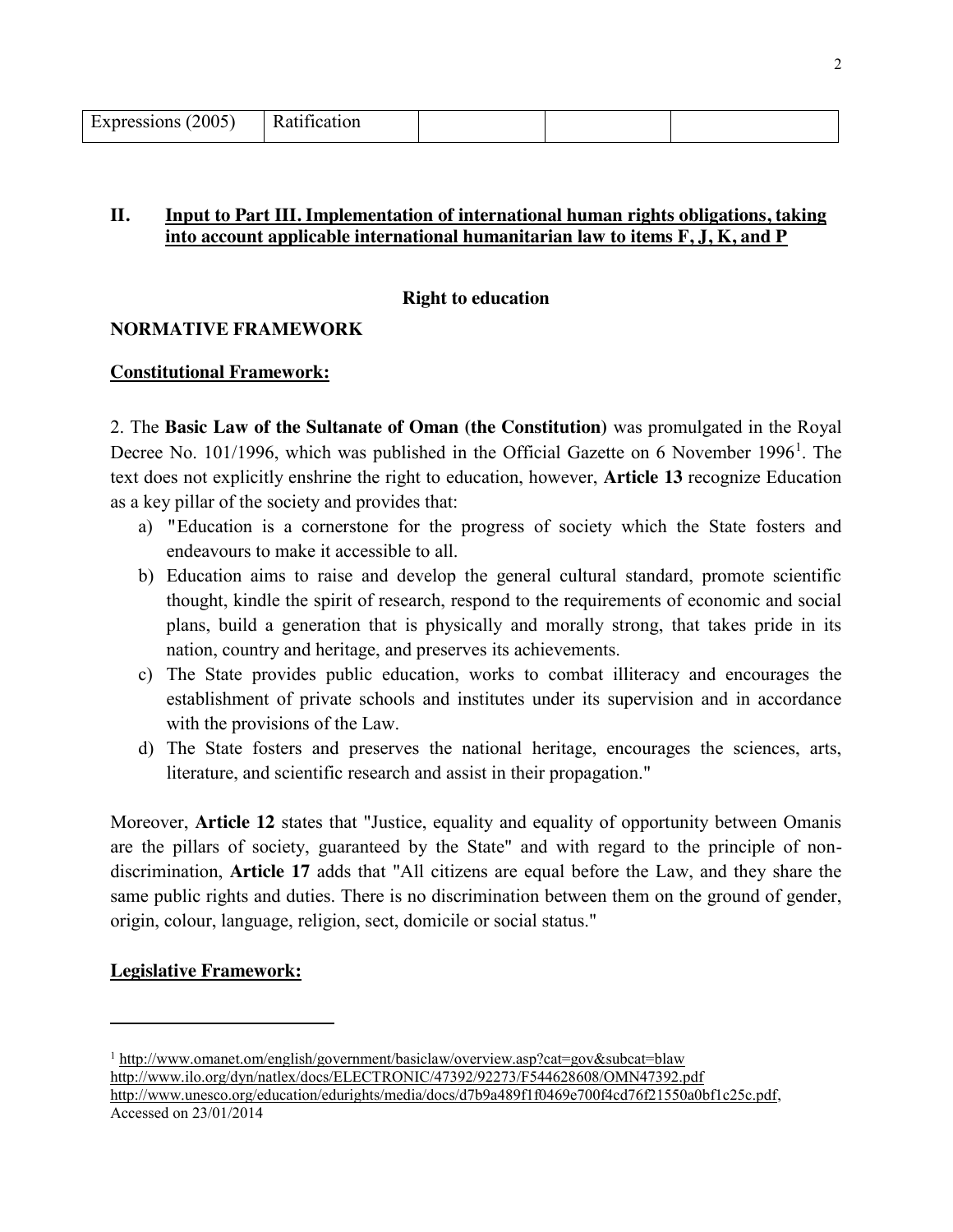| Expressions (2005) | Ratification | | | |
|---|---|---|---|---|

## II. Input to Part III. Implementation of international human rights obligations, taking into account applicable international humanitarian law to items F, J, K, and P

### Right to education

**NORMATIVE FRAMEWORK**

**Constitutional Framework:**

2. The **Basic Law of the Sultanate of Oman (the Constitution)** was promulgated in the Royal Decree No. 101/1996, which was published in the Official Gazette on 6 November 1996[1]. The text does not explicitly enshrine the right to education, however, **Article 13** recognize Education as a key pillar of the society and provides that:

a) "Education is a cornerstone for the progress of society which the State fosters and endeavours to make it accessible to all.
b) Education aims to raise and develop the general cultural standard, promote scientific thought, kindle the spirit of research, respond to the requirements of economic and social plans, build a generation that is physically and morally strong, that takes pride in its nation, country and heritage, and preserves its achievements.
c) The State provides public education, works to combat illiteracy and encourages the establishment of private schools and institutes under its supervision and in accordance with the provisions of the Law.
d) The State fosters and preserves the national heritage, encourages the sciences, arts, literature, and scientific research and assist in their propagation."

Moreover, **Article 12** states that "Justice, equality and equality of opportunity between Omanis are the pillars of society, guaranteed by the State" and with regard to the principle of non-discrimination, **Article 17** adds that "All citizens are equal before the Law, and they share the same public rights and duties. There is no discrimination between them on the ground of gender, origin, colour, language, religion, sect, domicile or social status."

**Legislative Framework:**

---

[1] http://www.omanet.om/english/government/basiclaw/overview.asp?cat=gov&subcat=blaw
http://www.ilo.org/dyn/natlex/docs/ELECTRONIC/47392/92273/F544628608/OMN47392.pdf
http://www.unesco.org/education/edurights/media/docs/d7b9a489f1f0469e700f4cd76f21550a0bf1c25c.pdf, Accessed on 23/01/2014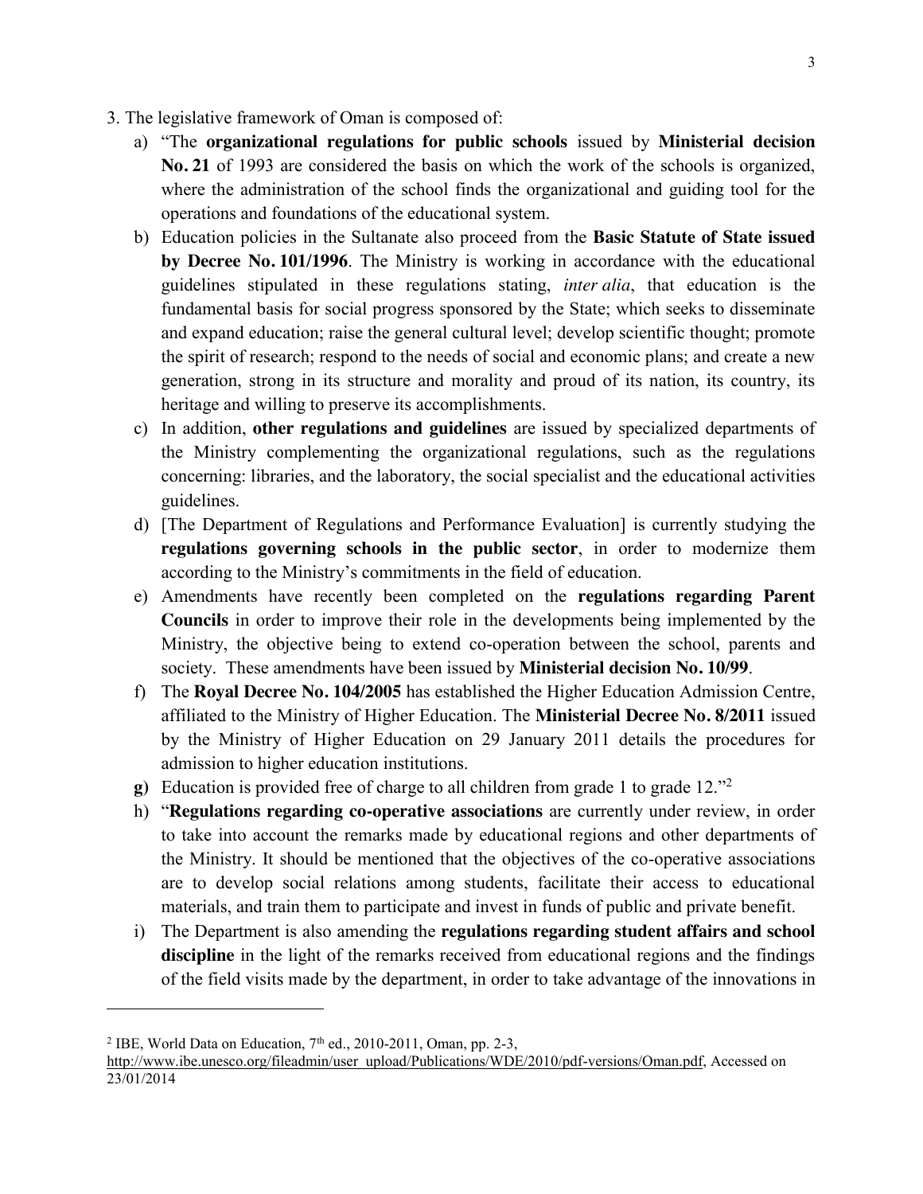3. The legislative framework of Oman is composed of:

a) "The **organizational regulations for public schools** issued by **Ministerial decision No. 21** of 1993 are considered the basis on which the work of the schools is organized, where the administration of the school finds the organizational and guiding tool for the operations and foundations of the educational system.

b) Education policies in the Sultanate also proceed from the **Basic Statute of State issued by Decree No. 101/1996**. The Ministry is working in accordance with the educational guidelines stipulated in these regulations stating, *inter alia*, that education is the fundamental basis for social progress sponsored by the State; which seeks to disseminate and expand education; raise the general cultural level; develop scientific thought; promote the spirit of research; respond to the needs of social and economic plans; and create a new generation, strong in its structure and morality and proud of its nation, its country, its heritage and willing to preserve its accomplishments.

c) In addition, **other regulations and guidelines** are issued by specialized departments of the Ministry complementing the organizational regulations, such as the regulations concerning: libraries, and the laboratory, the social specialist and the educational activities guidelines.

d) [The Department of Regulations and Performance Evaluation] is currently studying the **regulations governing schools in the public sector**, in order to modernize them according to the Ministry's commitments in the field of education.

e) Amendments have recently been completed on the **regulations regarding Parent Councils** in order to improve their role in the developments being implemented by the Ministry, the objective being to extend co-operation between the school, parents and society. These amendments have been issued by **Ministerial decision No. 10/99**.

f) The **Royal Decree No. 104/2005** has established the Higher Education Admission Centre, affiliated to the Ministry of Higher Education. The **Ministerial Decree No. 8/2011** issued by the Ministry of Higher Education on 29 January 2011 details the procedures for admission to higher education institutions.

**g)** Education is provided free of charge to all children from grade 1 to grade 12."[2]

h) "**Regulations regarding co-operative associations** are currently under review, in order to take into account the remarks made by educational regions and other departments of the Ministry. It should be mentioned that the objectives of the co-operative associations are to develop social relations among students, facilitate their access to educational materials, and train them to participate and invest in funds of public and private benefit.

i) The Department is also amending the **regulations regarding student affairs and school discipline** in the light of the remarks received from educational regions and the findings of the field visits made by the department, in order to take advantage of the innovations in

---

[2] IBE, World Data on Education, 7th ed., 2010-2011, Oman, pp. 2-3, http://www.ibe.unesco.org/fileadmin/user_upload/Publications/WDE/2010/pdf-versions/Oman.pdf, Accessed on 23/01/2014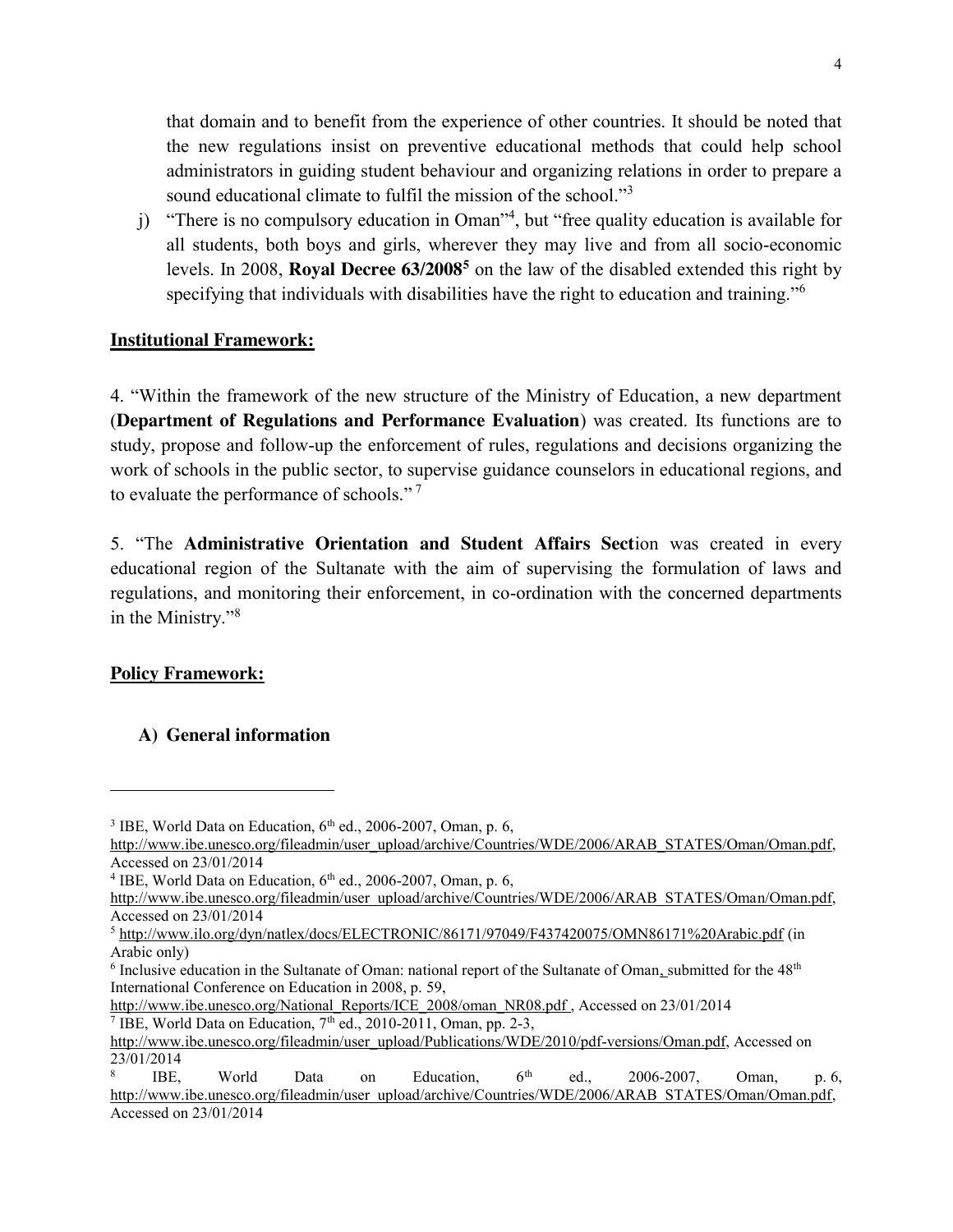that domain and to benefit from the experience of other countries. It should be noted that the new regulations insist on preventive educational methods that could help school administrators in guiding student behaviour and organizing relations in order to prepare a sound educational climate to fulfil the mission of the school."[3]

j) "There is no compulsory education in Oman"[4], but "free quality education is available for all students, both boys and girls, wherever they may live and from all socio-economic levels. In 2008, **Royal Decree 63/2008**[5] on the law of the disabled extended this right by specifying that individuals with disabilities have the right to education and training."[6]

**Institutional Framework:**

4. "Within the framework of the new structure of the Ministry of Education, a new department (**Department of Regulations and Performance Evaluation**) was created. Its functions are to study, propose and follow-up the enforcement of rules, regulations and decisions organizing the work of schools in the public sector, to supervise guidance counselors in educational regions, and to evaluate the performance of schools." [7]

5. "The **Administrative Orientation and Student Affairs Sect**ion was created in every educational region of the Sultanate with the aim of supervising the formulation of laws and regulations, and monitoring their enforcement, in co-ordination with the concerned departments in the Ministry."[8]

**Policy Framework:**

**A) General information**

---

[3] IBE, World Data on Education, 6th ed., 2006-2007, Oman, p. 6, http://www.ibe.unesco.org/fileadmin/user_upload/archive/Countries/WDE/2006/ARAB_STATES/Oman/Oman.pdf, Accessed on 23/01/2014

[4] IBE, World Data on Education, 6th ed., 2006-2007, Oman, p. 6, http://www.ibe.unesco.org/fileadmin/user_upload/archive/Countries/WDE/2006/ARAB_STATES/Oman/Oman.pdf, Accessed on 23/01/2014

[5] http://www.ilo.org/dyn/natlex/docs/ELECTRONIC/86171/97049/F437420075/OMN86171%20Arabic.pdf (in Arabic only)

[6] Inclusive education in the Sultanate of Oman: national report of the Sultanate of Oman, submitted for the 48th International Conference on Education in 2008, p. 59, http://www.ibe.unesco.org/National_Reports/ICE_2008/oman_NR08.pdf , Accessed on 23/01/2014

[7] IBE, World Data on Education, 7th ed., 2010-2011, Oman, pp. 2-3, http://www.ibe.unesco.org/fileadmin/user_upload/Publications/WDE/2010/pdf-versions/Oman.pdf, Accessed on 23/01/2014

[8] IBE, World Data on Education, 6th ed., 2006-2007, Oman, p. 6, http://www.ibe.unesco.org/fileadmin/user_upload/archive/Countries/WDE/2006/ARAB_STATES/Oman/Oman.pdf, Accessed on 23/01/2014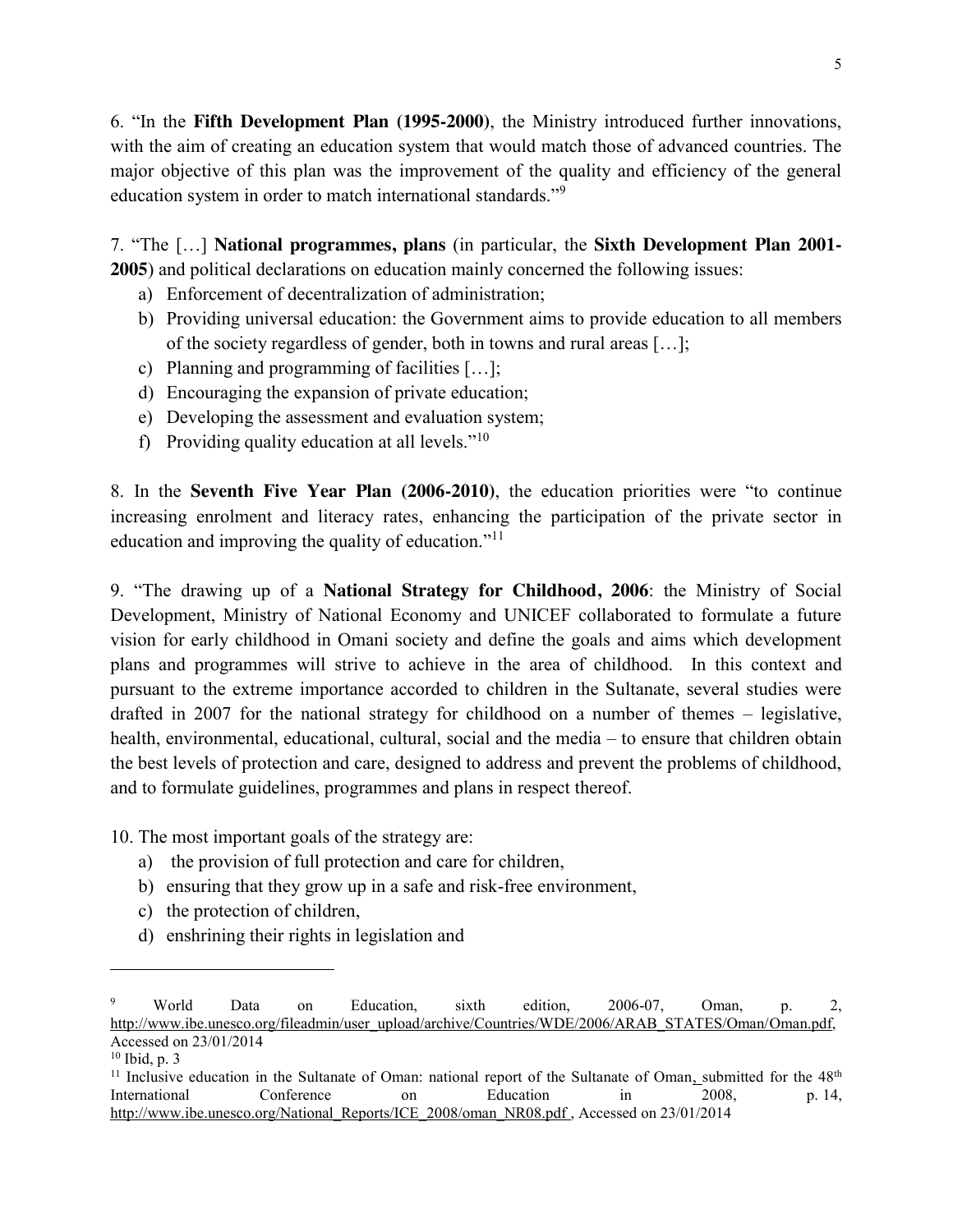6. "In the **Fifth Development Plan (1995-2000)**, the Ministry introduced further innovations, with the aim of creating an education system that would match those of advanced countries. The major objective of this plan was the improvement of the quality and efficiency of the general education system in order to match international standards."[9]

7. "The […] **National programmes, plans** (in particular, the **Sixth Development Plan 2001-2005**) and political declarations on education mainly concerned the following issues:

a) Enforcement of decentralization of administration;
b) Providing universal education: the Government aims to provide education to all members of the society regardless of gender, both in towns and rural areas […];
c) Planning and programming of facilities […];
d) Encouraging the expansion of private education;
e) Developing the assessment and evaluation system;
f) Providing quality education at all levels."[10]

8. In the **Seventh Five Year Plan (2006-2010)**, the education priorities were "to continue increasing enrolment and literacy rates, enhancing the participation of the private sector in education and improving the quality of education."[11]

9. "The drawing up of a **National Strategy for Childhood, 2006**: the Ministry of Social Development, Ministry of National Economy and UNICEF collaborated to formulate a future vision for early childhood in Omani society and define the goals and aims which development plans and programmes will strive to achieve in the area of childhood. In this context and pursuant to the extreme importance accorded to children in the Sultanate, several studies were drafted in 2007 for the national strategy for childhood on a number of themes – legislative, health, environmental, educational, cultural, social and the media – to ensure that children obtain the best levels of protection and care, designed to address and prevent the problems of childhood, and to formulate guidelines, programmes and plans in respect thereof.

10. The most important goals of the strategy are:

a) the provision of full protection and care for children,
b) ensuring that they grow up in a safe and risk-free environment,
c) the protection of children,
d) enshrining their rights in legislation and

---

[9] World Data on Education, sixth edition, 2006-07, Oman, p. 2, http://www.ibe.unesco.org/fileadmin/user_upload/archive/Countries/WDE/2006/ARAB_STATES/Oman/Oman.pdf, Accessed on 23/01/2014

[10] Ibid, p. 3

[11] Inclusive education in the Sultanate of Oman: national report of the Sultanate of Oman, submitted for the 48th International Conference on Education in 2008, p. 14, http://www.ibe.unesco.org/National_Reports/ICE_2008/oman_NR08.pdf , Accessed on 23/01/2014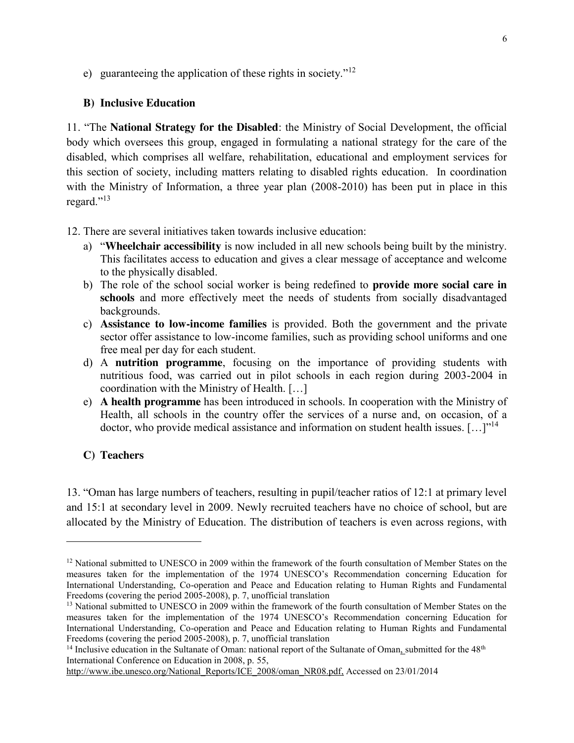e) guaranteeing the application of these rights in society."[12]

**B) Inclusive Education**

11. "The **National Strategy for the Disabled**: the Ministry of Social Development, the official body which oversees this group, engaged in formulating a national strategy for the care of the disabled, which comprises all welfare, rehabilitation, educational and employment services for this section of society, including matters relating to disabled rights education. In coordination with the Ministry of Information, a three year plan (2008-2010) has been put in place in this regard."[13]

12. There are several initiatives taken towards inclusive education:

a) "**Wheelchair accessibility** is now included in all new schools being built by the ministry. This facilitates access to education and gives a clear message of acceptance and welcome to the physically disabled.

b) The role of the school social worker is being redefined to **provide more social care in schools** and more effectively meet the needs of students from socially disadvantaged backgrounds.

c) **Assistance to low-income families** is provided. Both the government and the private sector offer assistance to low-income families, such as providing school uniforms and one free meal per day for each student.

d) A **nutrition programme**, focusing on the importance of providing students with nutritious food, was carried out in pilot schools in each region during 2003-2004 in coordination with the Ministry of Health. […]

e) **A health programme** has been introduced in schools. In cooperation with the Ministry of Health, all schools in the country offer the services of a nurse and, on occasion, of a doctor, who provide medical assistance and information on student health issues. […]"[14]

**C) Teachers**

13. "Oman has large numbers of teachers, resulting in pupil/teacher ratios of 12:1 at primary level and 15:1 at secondary level in 2009. Newly recruited teachers have no choice of school, but are allocated by the Ministry of Education. The distribution of teachers is even across regions, with

---

[12] National submitted to UNESCO in 2009 within the framework of the fourth consultation of Member States on the measures taken for the implementation of the 1974 UNESCO's Recommendation concerning Education for International Understanding, Co-operation and Peace and Education relating to Human Rights and Fundamental Freedoms (covering the period 2005-2008), p. 7, unofficial translation

[13] National submitted to UNESCO in 2009 within the framework of the fourth consultation of Member States on the measures taken for the implementation of the 1974 UNESCO's Recommendation concerning Education for International Understanding, Co-operation and Peace and Education relating to Human Rights and Fundamental Freedoms (covering the period 2005-2008), p. 7, unofficial translation

[14] Inclusive education in the Sultanate of Oman: national report of the Sultanate of Oman, submitted for the 48th International Conference on Education in 2008, p. 55, http://www.ibe.unesco.org/National_Reports/ICE_2008/oman_NR08.pdf, Accessed on 23/01/2014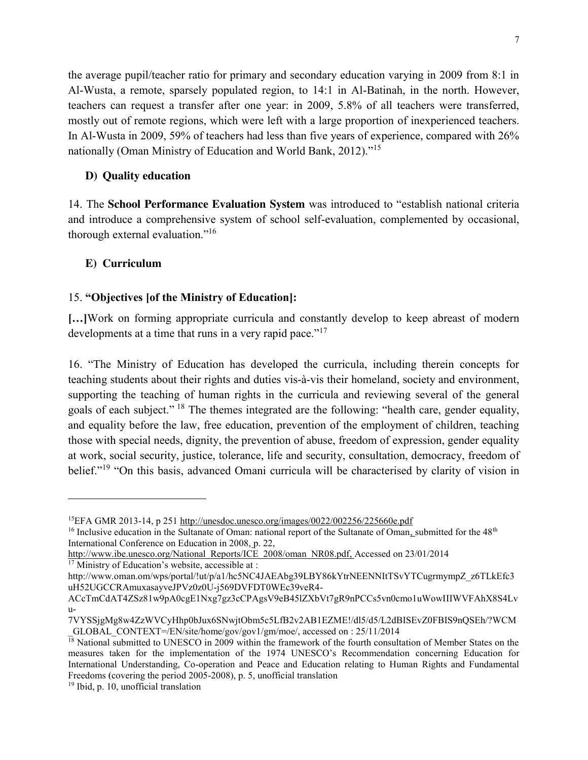the average pupil/teacher ratio for primary and secondary education varying in 2009 from 8:1 in Al-Wusta, a remote, sparsely populated region, to 14:1 in Al-Batinah, in the north. However, teachers can request a transfer after one year: in 2009, 5.8% of all teachers were transferred, mostly out of remote regions, which were left with a large proportion of inexperienced teachers. In Al-Wusta in 2009, 59% of teachers had less than five years of experience, compared with 26% nationally (Oman Ministry of Education and World Bank, 2012)."[15]

### D) Quality education

14. The **School Performance Evaluation System** was introduced to "establish national criteria and introduce a comprehensive system of school self-evaluation, complemented by occasional, thorough external evaluation."[16]

### E) Curriculum

15. **"Objectives [of the Ministry of Education]:**

**[…]**Work on forming appropriate curricula and constantly develop to keep abreast of modern developments at a time that runs in a very rapid pace."[17]

16. "The Ministry of Education has developed the curricula, including therein concepts for teaching students about their rights and duties vis-à-vis their homeland, society and environment, supporting the teaching of human rights in the curricula and reviewing several of the general goals of each subject." [18] The themes integrated are the following: "health care, gender equality, and equality before the law, free education, prevention of the employment of children, teaching those with special needs, dignity, the prevention of abuse, freedom of expression, gender equality at work, social security, justice, tolerance, life and security, consultation, democracy, freedom of belief."[19] "On this basis, advanced Omani curricula will be characterised by clarity of vision in

---

[15] EFA GMR 2013-14, p 251 http://unesdoc.unesco.org/images/0022/002256/225660e.pdf

[16] Inclusive education in the Sultanate of Oman: national report of the Sultanate of Oman, submitted for the 48th International Conference on Education in 2008, p. 22, http://www.ibe.unesco.org/National_Reports/ICE_2008/oman_NR08.pdf, Accessed on 23/01/2014

[17] Ministry of Education's website, accessible at : http://www.oman.om/wps/portal/!ut/p/a1/hc5NC4JAEAbg39LBY86kYtrNEENNItTSvYTCugrmympZ_z6TLkEfc3uH52UGCCRAmuxasayveJPVz0z0U-j569DVFDT0WEc39veR4-ACcTmCdAT4ZSz81w9pA0cgE1Nxg7gz3cCPAgsV9eB45lZXbVt7gR9nPCCs5vn0cmo1uWowIIIWVFAhX8S4Lvu-7VYSSjgMg8w4ZzWVCyHhp0bJux6SNwjtObm5c5LfB2v2AB1EZME!/dl5/d5/L2dBISEvZ0FBIS9nQSEh/?WCM_GLOBAL_CONTEXT=/EN/site/home/gov/gov1/gm/moe/, accessed on : 25/11/2014

[18] National submitted to UNESCO in 2009 within the framework of the fourth consultation of Member States on the measures taken for the implementation of the 1974 UNESCO's Recommendation concerning Education for International Understanding, Co-operation and Peace and Education relating to Human Rights and Fundamental Freedoms (covering the period 2005-2008), p. 5, unofficial translation

[19] Ibid, p. 10, unofficial translation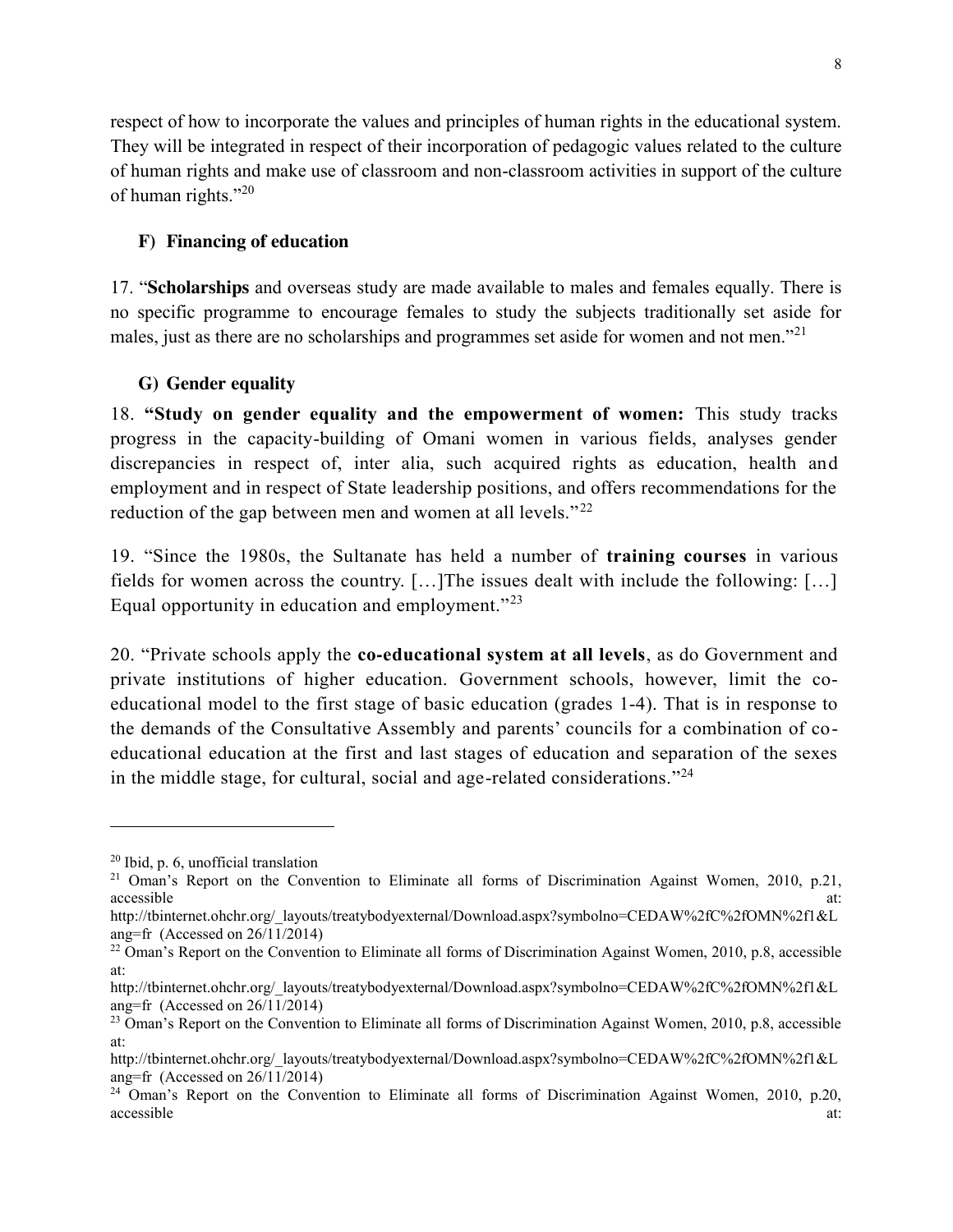respect of how to incorporate the values and principles of human rights in the educational system. They will be integrated in respect of their incorporation of pedagogic values related to the culture of human rights and make use of classroom and non-classroom activities in support of the culture of human rights."[20]

### F) Financing of education

17. "**Scholarships** and overseas study are made available to males and females equally. There is no specific programme to encourage females to study the subjects traditionally set aside for males, just as there are no scholarships and programmes set aside for women and not men."[21]

### G) Gender equality

18. **"Study on gender equality and the empowerment of women:** This study tracks progress in the capacity-building of Omani women in various fields, analyses gender discrepancies in respect of, inter alia, such acquired rights as education, health and employment and in respect of State leadership positions, and offers recommendations for the reduction of the gap between men and women at all levels."[22]

19. "Since the 1980s, the Sultanate has held a number of **training courses** in various fields for women across the country. […]The issues dealt with include the following: […] Equal opportunity in education and employment."[23]

20. "Private schools apply the **co-educational system at all levels**, as do Government and private institutions of higher education. Government schools, however, limit the co-educational model to the first stage of basic education (grades 1-4). That is in response to the demands of the Consultative Assembly and parents' councils for a combination of co-educational education at the first and last stages of education and separation of the sexes in the middle stage, for cultural, social and age-related considerations."[24]

---

[20] Ibid, p. 6, unofficial translation

[21] Oman's Report on the Convention to Eliminate all forms of Discrimination Against Women, 2010, p.21, accessible at: http://tbinternet.ohchr.org/_layouts/treatybodyexternal/Download.aspx?symbolno=CEDAW%2fC%2fOMN%2f1&Lang=fr (Accessed on 26/11/2014)

[22] Oman's Report on the Convention to Eliminate all forms of Discrimination Against Women, 2010, p.8, accessible at: http://tbinternet.ohchr.org/_layouts/treatybodyexternal/Download.aspx?symbolno=CEDAW%2fC%2fOMN%2f1&Lang=fr (Accessed on 26/11/2014)

[23] Oman's Report on the Convention to Eliminate all forms of Discrimination Against Women, 2010, p.8, accessible at: http://tbinternet.ohchr.org/_layouts/treatybodyexternal/Download.aspx?symbolno=CEDAW%2fC%2fOMN%2f1&Lang=fr (Accessed on 26/11/2014)

[24] Oman's Report on the Convention to Eliminate all forms of Discrimination Against Women, 2010, p.20, accessible at: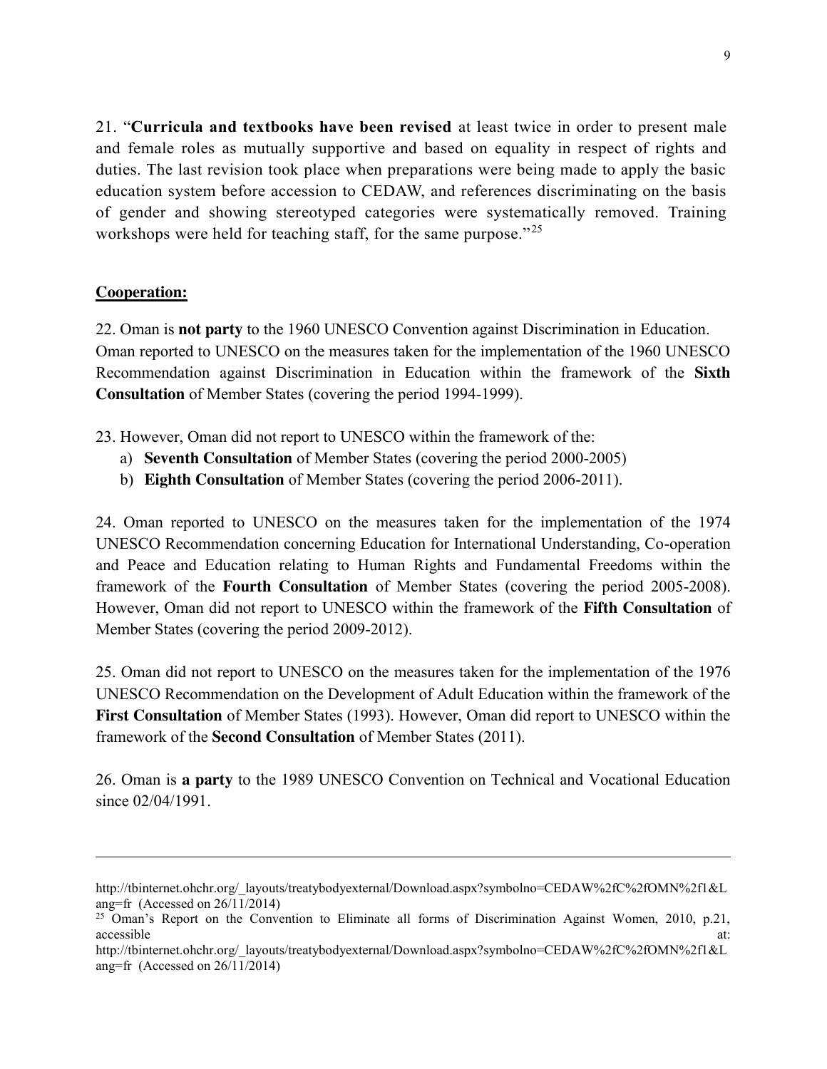21. "**Curricula and textbooks have been revised** at least twice in order to present male and female roles as mutually supportive and based on equality in respect of rights and duties. The last revision took place when preparations were being made to apply the basic education system before accession to CEDAW, and references discriminating on the basis of gender and showing stereotyped categories were systematically removed. Training workshops were held for teaching staff, for the same purpose."[25]

**Cooperation:**

22. Oman is **not party** to the 1960 UNESCO Convention against Discrimination in Education. Oman reported to UNESCO on the measures taken for the implementation of the 1960 UNESCO Recommendation against Discrimination in Education within the framework of the **Sixth Consultation** of Member States (covering the period 1994-1999).

23. However, Oman did not report to UNESCO within the framework of the:

a) **Seventh Consultation** of Member States (covering the period 2000-2005)
b) **Eighth Consultation** of Member States (covering the period 2006-2011).

24. Oman reported to UNESCO on the measures taken for the implementation of the 1974 UNESCO Recommendation concerning Education for International Understanding, Co-operation and Peace and Education relating to Human Rights and Fundamental Freedoms within the framework of the **Fourth Consultation** of Member States (covering the period 2005-2008). However, Oman did not report to UNESCO within the framework of the **Fifth Consultation** of Member States (covering the period 2009-2012).

25. Oman did not report to UNESCO on the measures taken for the implementation of the 1976 UNESCO Recommendation on the Development of Adult Education within the framework of the **First Consultation** of Member States (1993). However, Oman did report to UNESCO within the framework of the **Second Consultation** of Member States (2011).

26. Oman is **a party** to the 1989 UNESCO Convention on Technical and Vocational Education since 02/04/1991.

---

http://tbinternet.ohchr.org/_layouts/treatybodyexternal/Download.aspx?symbolno=CEDAW%2fC%2fOMN%2f1&Lang=fr (Accessed on 26/11/2014)

[25] Oman's Report on the Convention to Eliminate all forms of Discrimination Against Women, 2010, p.21, accessible at: http://tbinternet.ohchr.org/_layouts/treatybodyexternal/Download.aspx?symbolno=CEDAW%2fC%2fOMN%2f1&Lang=fr (Accessed on 26/11/2014)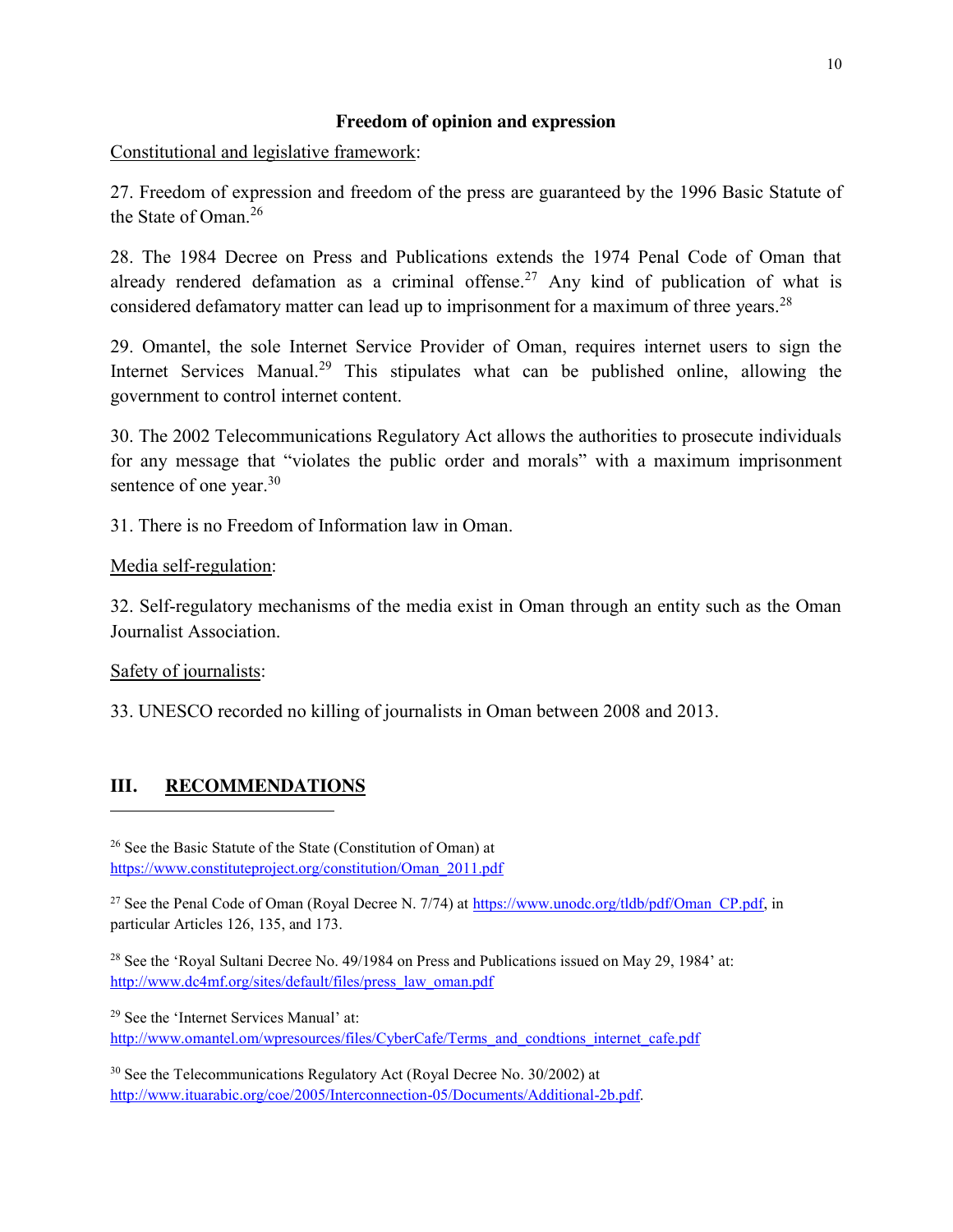**Freedom of opinion and expression**

Constitutional and legislative framework:

27. Freedom of expression and freedom of the press are guaranteed by the 1996 Basic Statute of the State of Oman.[26]

28. The 1984 Decree on Press and Publications extends the 1974 Penal Code of Oman that already rendered defamation as a criminal offense.[27] Any kind of publication of what is considered defamatory matter can lead up to imprisonment for a maximum of three years.[28]

29. Omantel, the sole Internet Service Provider of Oman, requires internet users to sign the Internet Services Manual.[29] This stipulates what can be published online, allowing the government to control internet content.

30. The 2002 Telecommunications Regulatory Act allows the authorities to prosecute individuals for any message that "violates the public order and morals" with a maximum imprisonment sentence of one year.[30]

31. There is no Freedom of Information law in Oman.

Media self-regulation:

32. Self-regulatory mechanisms of the media exist in Oman through an entity such as the Oman Journalist Association.

Safety of journalists:

33. UNESCO recorded no killing of journalists in Oman between 2008 and 2013.

## III. RECOMMENDATIONS

---

[26] See the Basic Statute of the State (Constitution of Oman) at https://www.constituteproject.org/constitution/Oman_2011.pdf

[27] See the Penal Code of Oman (Royal Decree N. 7/74) at https://www.unodc.org/tldb/pdf/Oman_CP.pdf, in particular Articles 126, 135, and 173.

[28] See the 'Royal Sultani Decree No. 49/1984 on Press and Publications issued on May 29, 1984' at: http://www.dc4mf.org/sites/default/files/press_law_oman.pdf

[29] See the 'Internet Services Manual' at: http://www.omantel.om/wpresources/files/CyberCafe/Terms_and_condtions_internet_cafe.pdf

[30] See the Telecommunications Regulatory Act (Royal Decree No. 30/2002) at http://www.ituarabic.org/coe/2005/Interconnection-05/Documents/Additional-2b.pdf.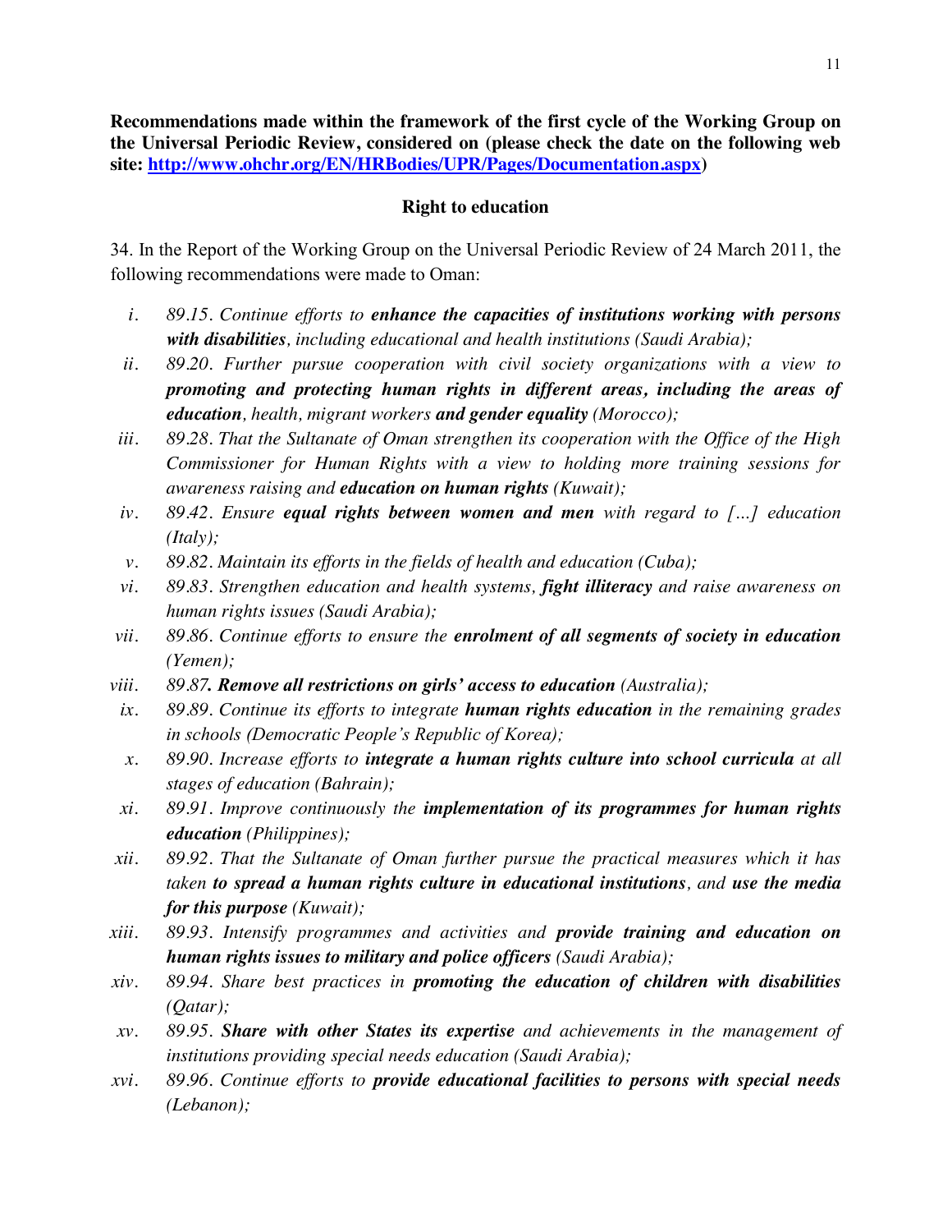**Recommendations made within the framework of the first cycle of the Working Group on the Universal Periodic Review, considered on (please check the date on the following web site: [http://www.ohchr.org/EN/HRBodies/UPR/Pages/Documentation.aspx](http://www.ohchr.org/EN/HRBodies/UPR/Pages/Documentation.aspx))**

**Right to education**

34. In the Report of the Working Group on the Universal Periodic Review of 24 March 2011, the following recommendations were made to Oman:

i. *89.15. Continue efforts to **enhance the capacities of institutions working with persons with disabilities**, including educational and health institutions (Saudi Arabia);*

ii. *89.20. Further pursue cooperation with civil society organizations with a view to **promoting and protecting human rights in different areas, including the areas of education**, health, migrant workers **and gender equality** (Morocco);*

iii. *89.28. That the Sultanate of Oman strengthen its cooperation with the Office of the High Commissioner for Human Rights with a view to holding more training sessions for awareness raising and **education on human rights** (Kuwait);*

iv. *89.42. Ensure **equal rights between women and men** with regard to […] education (Italy);*

v. *89.82. Maintain its efforts in the fields of health and education (Cuba);*

vi. *89.83. Strengthen education and health systems, **fight illiteracy** and raise awareness on human rights issues (Saudi Arabia);*

vii. *89.86. Continue efforts to ensure the **enrolment of all segments of society in education** (Yemen);*

viii. *89.87**. Remove all restrictions on girls' access to education** (Australia);*

ix. *89.89. Continue its efforts to integrate **human rights education** in the remaining grades in schools (Democratic People's Republic of Korea);*

x. *89.90. Increase efforts to **integrate a human rights culture into school curricula** at all stages of education (Bahrain);*

xi. *89.91. Improve continuously the **implementation of its programmes for human rights education** (Philippines);*

xii. *89.92. That the Sultanate of Oman further pursue the practical measures which it has taken **to spread a human rights culture in educational institutions**, and **use the media for this purpose** (Kuwait);*

xiii. *89.93. Intensify programmes and activities and **provide training and education on human rights issues to military and police officers** (Saudi Arabia);*

xiv. *89.94. Share best practices in **promoting the education of children with disabilities** (Qatar);*

xv. *89.95. **Share with other States its expertise** and achievements in the management of institutions providing special needs education (Saudi Arabia);*

xvi. *89.96. Continue efforts to **provide educational facilities to persons with special needs** (Lebanon);*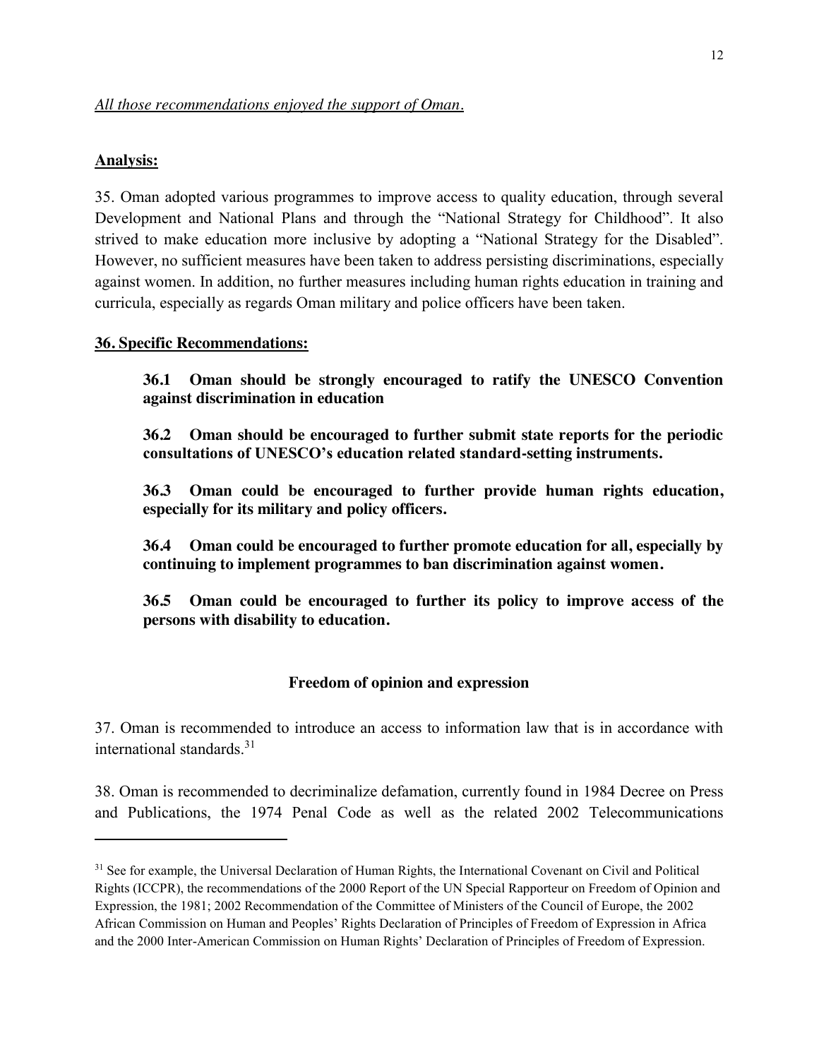*All those recommendations enjoyed the support of Oman.*

**Analysis:**

35. Oman adopted various programmes to improve access to quality education, through several Development and National Plans and through the "National Strategy for Childhood". It also strived to make education more inclusive by adopting a "National Strategy for the Disabled". However, no sufficient measures have been taken to address persisting discriminations, especially against women. In addition, no further measures including human rights education in training and curricula, especially as regards Oman military and police officers have been taken.

**36. Specific Recommendations:**

> **36.1 Oman should be strongly encouraged to ratify the UNESCO Convention against discrimination in education**
>
> **36.2 Oman should be encouraged to further submit state reports for the periodic consultations of UNESCO's education related standard-setting instruments.**
>
> **36.3 Oman could be encouraged to further provide human rights education, especially for its military and policy officers.**
>
> **36.4 Oman could be encouraged to further promote education for all, especially by continuing to implement programmes to ban discrimination against women.**
>
> **36.5 Oman could be encouraged to further its policy to improve access of the persons with disability to education.**

### Freedom of opinion and expression

37. Oman is recommended to introduce an access to information law that is in accordance with international standards.[31]

38. Oman is recommended to decriminalize defamation, currently found in 1984 Decree on Press and Publications, the 1974 Penal Code as well as the related 2002 Telecommunications

---

[31] See for example, the Universal Declaration of Human Rights, the International Covenant on Civil and Political Rights (ICCPR), the recommendations of the 2000 Report of the UN Special Rapporteur on Freedom of Opinion and Expression, the 1981; 2002 Recommendation of the Committee of Ministers of the Council of Europe, the 2002 African Commission on Human and Peoples' Rights Declaration of Principles of Freedom of Expression in Africa and the 2000 Inter-American Commission on Human Rights' Declaration of Principles of Freedom of Expression.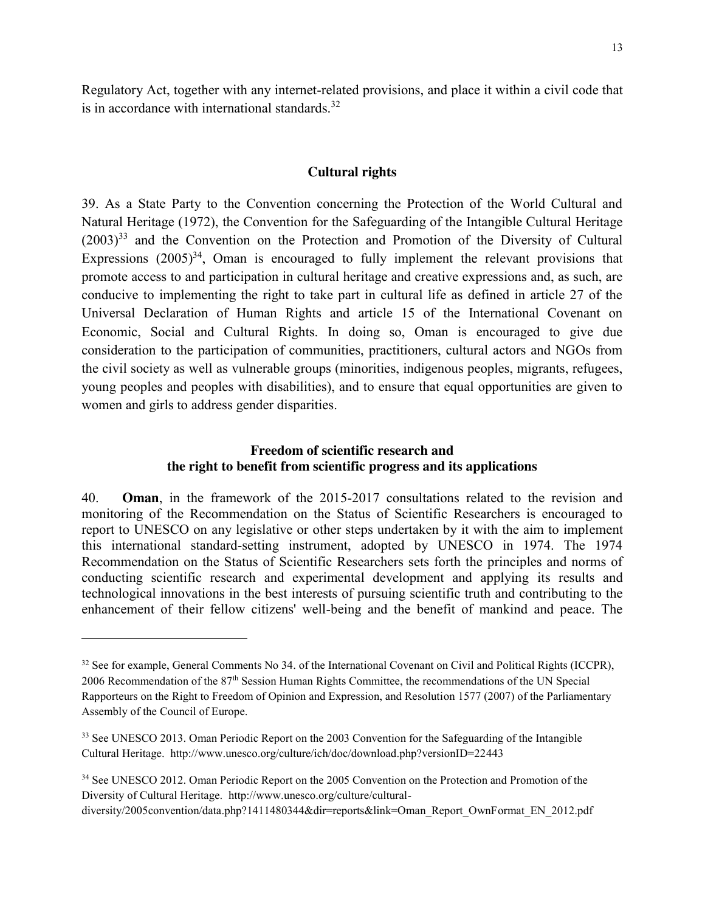Regulatory Act, together with any internet-related provisions, and place it within a civil code that is in accordance with international standards.[32]

## Cultural rights

39. As a State Party to the Convention concerning the Protection of the World Cultural and Natural Heritage (1972), the Convention for the Safeguarding of the Intangible Cultural Heritage (2003)[33] and the Convention on the Protection and Promotion of the Diversity of Cultural Expressions (2005)[34], Oman is encouraged to fully implement the relevant provisions that promote access to and participation in cultural heritage and creative expressions and, as such, are conducive to implementing the right to take part in cultural life as defined in article 27 of the Universal Declaration of Human Rights and article 15 of the International Covenant on Economic, Social and Cultural Rights. In doing so, Oman is encouraged to give due consideration to the participation of communities, practitioners, cultural actors and NGOs from the civil society as well as vulnerable groups (minorities, indigenous peoples, migrants, refugees, young peoples and peoples with disabilities), and to ensure that equal opportunities are given to women and girls to address gender disparities.

## Freedom of scientific research and the right to benefit from scientific progress and its applications

40. **Oman**, in the framework of the 2015-2017 consultations related to the revision and monitoring of the Recommendation on the Status of Scientific Researchers is encouraged to report to UNESCO on any legislative or other steps undertaken by it with the aim to implement this international standard-setting instrument, adopted by UNESCO in 1974. The 1974 Recommendation on the Status of Scientific Researchers sets forth the principles and norms of conducting scientific research and experimental development and applying its results and technological innovations in the best interests of pursuing scientific truth and contributing to the enhancement of their fellow citizens' well-being and the benefit of mankind and peace. The

---

[32] See for example, General Comments No 34. of the International Covenant on Civil and Political Rights (ICCPR), 2006 Recommendation of the 87th Session Human Rights Committee, the recommendations of the UN Special Rapporteurs on the Right to Freedom of Opinion and Expression, and Resolution 1577 (2007) of the Parliamentary Assembly of the Council of Europe.

[33] See UNESCO 2013. Oman Periodic Report on the 2003 Convention for the Safeguarding of the Intangible Cultural Heritage. http://www.unesco.org/culture/ich/doc/download.php?versionID=22443

[34] See UNESCO 2012. Oman Periodic Report on the 2005 Convention on the Protection and Promotion of the Diversity of Cultural Heritage. http://www.unesco.org/culture/cultural-diversity/2005convention/data.php?1411480344&dir=reports&link=Oman_Report_OwnFormat_EN_2012.pdf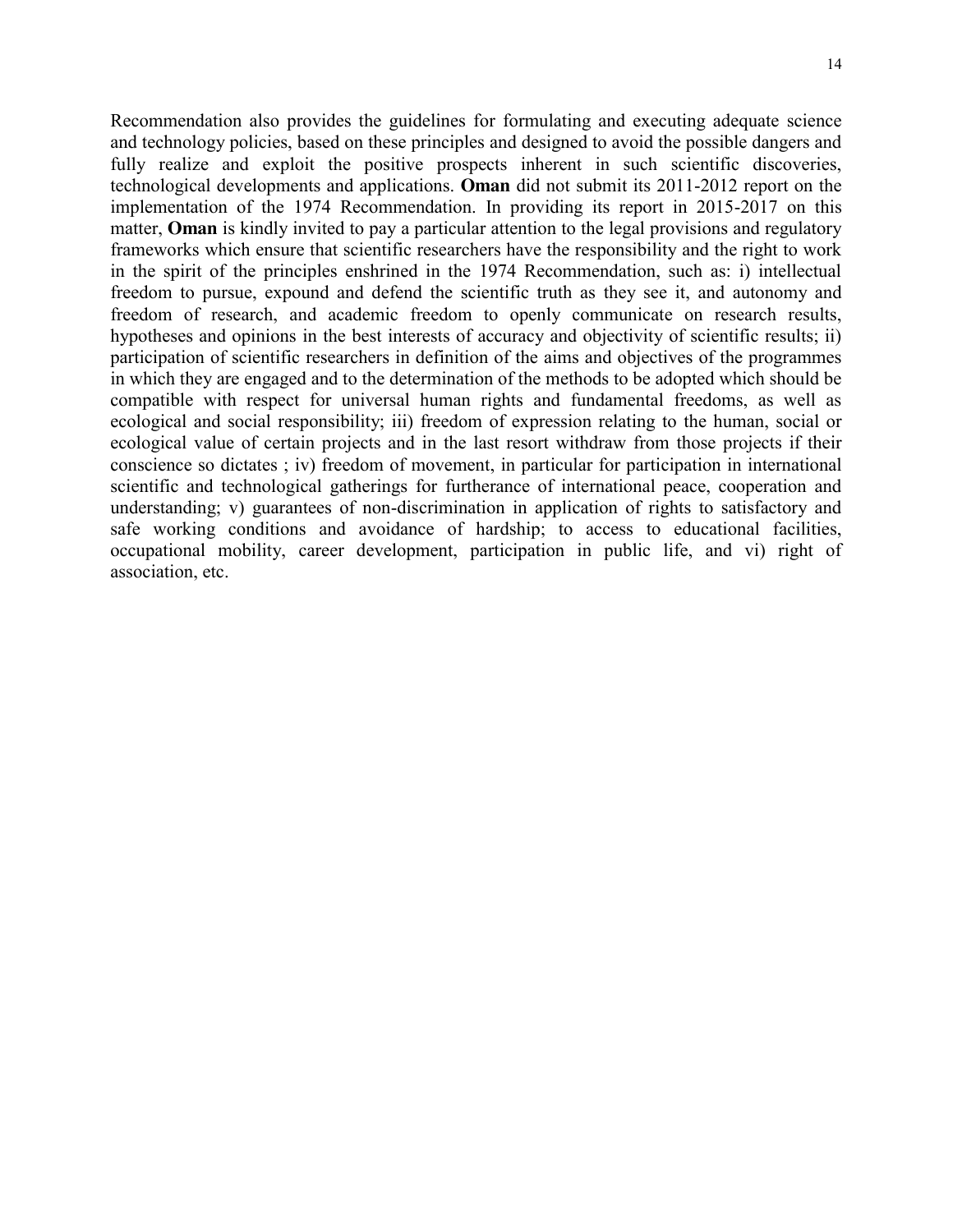Recommendation also provides the guidelines for formulating and executing adequate science and technology policies, based on these principles and designed to avoid the possible dangers and fully realize and exploit the positive prospects inherent in such scientific discoveries, technological developments and applications. **Oman** did not submit its 2011-2012 report on the implementation of the 1974 Recommendation. In providing its report in 2015-2017 on this matter, **Oman** is kindly invited to pay a particular attention to the legal provisions and regulatory frameworks which ensure that scientific researchers have the responsibility and the right to work in the spirit of the principles enshrined in the 1974 Recommendation, such as: i) intellectual freedom to pursue, expound and defend the scientific truth as they see it, and autonomy and freedom of research, and academic freedom to openly communicate on research results, hypotheses and opinions in the best interests of accuracy and objectivity of scientific results; ii) participation of scientific researchers in definition of the aims and objectives of the programmes in which they are engaged and to the determination of the methods to be adopted which should be compatible with respect for universal human rights and fundamental freedoms, as well as ecological and social responsibility; iii) freedom of expression relating to the human, social or ecological value of certain projects and in the last resort withdraw from those projects if their conscience so dictates ; iv) freedom of movement, in particular for participation in international scientific and technological gatherings for furtherance of international peace, cooperation and understanding; v) guarantees of non-discrimination in application of rights to satisfactory and safe working conditions and avoidance of hardship; to access to educational facilities, occupational mobility, career development, participation in public life, and vi) right of association, etc.